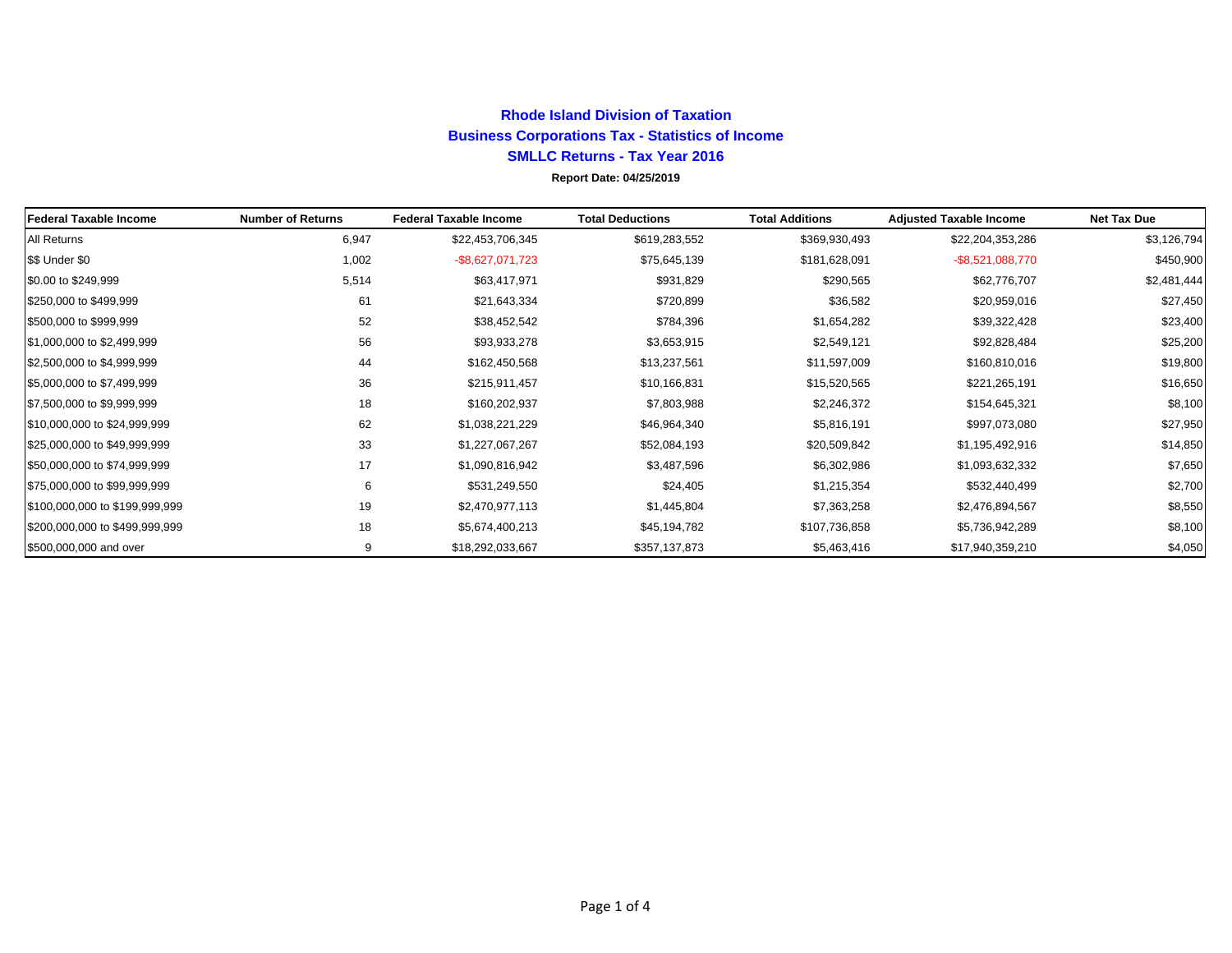# Rhode Island Division of Taxation

## Business Corporations Tax - Statistics of Income

## SMLLC Returns - Tax Year 2016

**Report Date: 04/25/2019**

| Federal Taxable Income | Number of Returns | Federal Taxable Income | Total Deductions | Total Additions | Adjusted Taxable Income | Net Tax Due |
|---|---|---|---|---|---|---|
| All Returns | 6,947 | $22,453,706,345 | $619,283,552 | $369,930,493 | $22,204,353,286 | $3,126,794 |
| $$ Under $0 | 1,002 | -$8,627,071,723 | $75,645,139 | $181,628,091 | -$8,521,088,770 | $450,900 |
| $0.00 to $249,999 | 5,514 | $63,417,971 | $931,829 | $290,565 | $62,776,707 | $2,481,444 |
| $250,000 to $499,999 | 61 | $21,643,334 | $720,899 | $36,582 | $20,959,016 | $27,450 |
| $500,000 to $999,999 | 52 | $38,452,542 | $784,396 | $1,654,282 | $39,322,428 | $23,400 |
| $1,000,000 to $2,499,999 | 56 | $93,933,278 | $3,653,915 | $2,549,121 | $92,828,484 | $25,200 |
| $2,500,000 to $4,999,999 | 44 | $162,450,568 | $13,237,561 | $11,597,009 | $160,810,016 | $19,800 |
| $5,000,000 to $7,499,999 | 36 | $215,911,457 | $10,166,831 | $15,520,565 | $221,265,191 | $16,650 |
| $7,500,000 to $9,999,999 | 18 | $160,202,937 | $7,803,988 | $2,246,372 | $154,645,321 | $8,100 |
| $10,000,000 to $24,999,999 | 62 | $1,038,221,229 | $46,964,340 | $5,816,191 | $997,073,080 | $27,950 |
| $25,000,000 to $49,999,999 | 33 | $1,227,067,267 | $52,084,193 | $20,509,842 | $1,195,492,916 | $14,850 |
| $50,000,000 to $74,999,999 | 17 | $1,090,816,942 | $3,487,596 | $6,302,986 | $1,093,632,332 | $7,650 |
| $75,000,000 to $99,999,999 | 6 | $531,249,550 | $24,405 | $1,215,354 | $532,440,499 | $2,700 |
| $100,000,000 to $199,999,999 | 19 | $2,470,977,113 | $1,445,804 | $7,363,258 | $2,476,894,567 | $8,550 |
| $200,000,000 to $499,999,999 | 18 | $5,674,400,213 | $45,194,782 | $107,736,858 | $5,736,942,289 | $8,100 |
| $500,000,000 and over | 9 | $18,292,033,667 | $357,137,873 | $5,463,416 | $17,940,359,210 | $4,050 |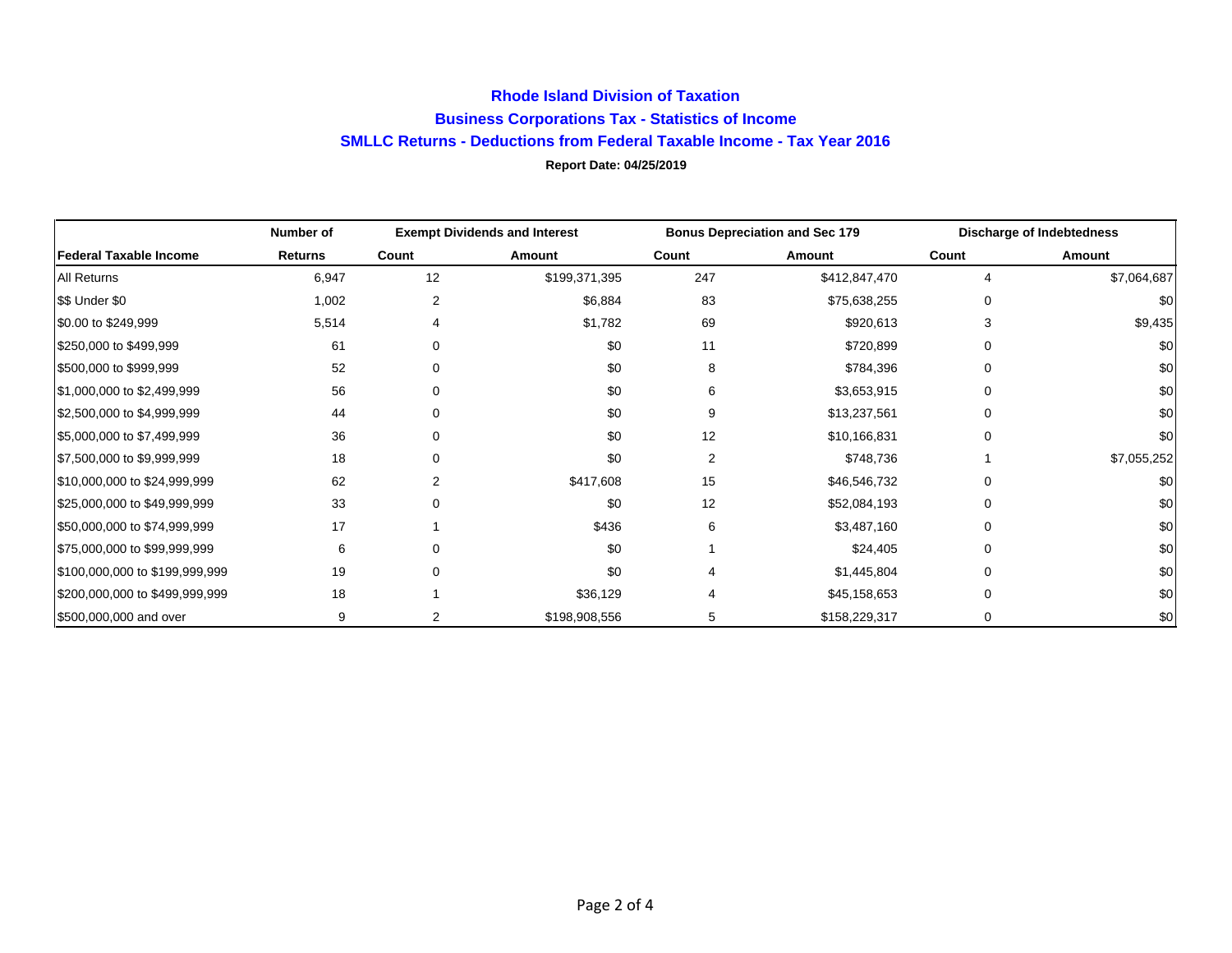# Rhode Island Division of Taxation

## Business Corporations Tax - Statistics of Income

## SMLLC Returns - Deductions from Federal Taxable Income - Tax Year 2016

**Report Date: 04/25/2019**

| | Number of | Exempt Dividends and Interest | | Bonus Depreciation and Sec 179 | | Discharge of Indebtedness | |
|---|---|---|---|---|---|---|---|
| **Federal Taxable Income** | **Returns** | **Count** | **Amount** | **Count** | **Amount** | **Count** | **Amount** |
| All Returns | 6,947 | 12 | $199,371,395 | 247 | $412,847,470 | 4 | $7,064,687 |
| $$ Under $0 | 1,002 | 2 | $6,884 | 83 | $75,638,255 | 0 | $0 |
| $0.00 to $249,999 | 5,514 | 4 | $1,782 | 69 | $920,613 | 3 | $9,435 |
| $250,000 to $499,999 | 61 | 0 | $0 | 11 | $720,899 | 0 | $0 |
| $500,000 to $999,999 | 52 | 0 | $0 | 8 | $784,396 | 0 | $0 |
| $1,000,000 to $2,499,999 | 56 | 0 | $0 | 6 | $3,653,915 | 0 | $0 |
| $2,500,000 to $4,999,999 | 44 | 0 | $0 | 9 | $13,237,561 | 0 | $0 |
| $5,000,000 to $7,499,999 | 36 | 0 | $0 | 12 | $10,166,831 | 0 | $0 |
| $7,500,000 to $9,999,999 | 18 | 0 | $0 | 2 | $748,736 | 1 | $7,055,252 |
| $10,000,000 to $24,999,999 | 62 | 2 | $417,608 | 15 | $46,546,732 | 0 | $0 |
| $25,000,000 to $49,999,999 | 33 | 0 | $0 | 12 | $52,084,193 | 0 | $0 |
| $50,000,000 to $74,999,999 | 17 | 1 | $436 | 6 | $3,487,160 | 0 | $0 |
| $75,000,000 to $99,999,999 | 6 | 0 | $0 | 1 | $24,405 | 0 | $0 |
| $100,000,000 to $199,999,999 | 19 | 0 | $0 | 4 | $1,445,804 | 0 | $0 |
| $200,000,000 to $499,999,999 | 18 | 1 | $36,129 | 4 | $45,158,653 | 0 | $0 |
| $500,000,000 and over | 9 | 2 | $198,908,556 | 5 | $158,229,317 | 0 | $0 |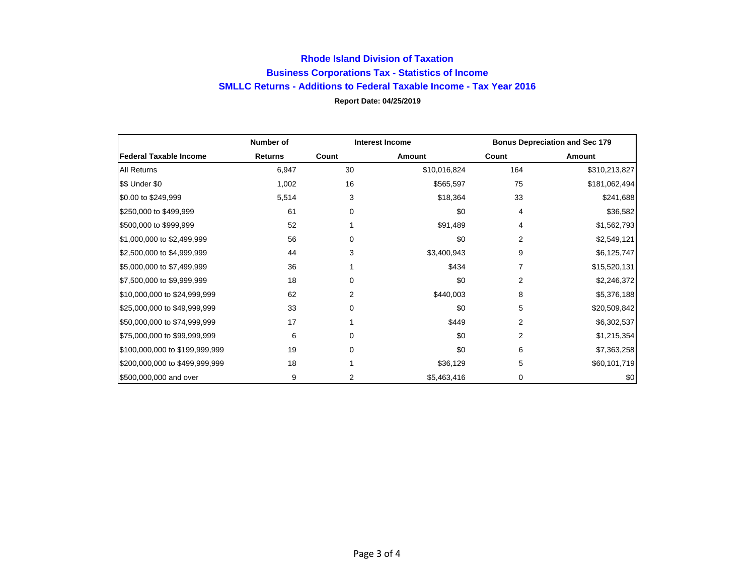# Rhode Island Division of Taxation

## Business Corporations Tax - Statistics of Income

## SMLLC Returns - Additions to Federal Taxable Income - Tax Year 2016

**Report Date: 04/25/2019**

| | Number of | Interest Income | | Bonus Depreciation and Sec 179 | |
|---|---|---|---|---|---|
| **Federal Taxable Income** | **Returns** | **Count** | **Amount** | **Count** | **Amount** |
| All Returns | 6,947 | 30 | $10,016,824 | 164 | $310,213,827 |
| $$ Under $0 | 1,002 | 16 | $565,597 | 75 | $181,062,494 |
| $0.00 to $249,999 | 5,514 | 3 | $18,364 | 33 | $241,688 |
| $250,000 to $499,999 | 61 | 0 | $0 | 4 | $36,582 |
| $500,000 to $999,999 | 52 | 1 | $91,489 | 4 | $1,562,793 |
| $1,000,000 to $2,499,999 | 56 | 0 | $0 | 2 | $2,549,121 |
| $2,500,000 to $4,999,999 | 44 | 3 | $3,400,943 | 9 | $6,125,747 |
| $5,000,000 to $7,499,999 | 36 | 1 | $434 | 7 | $15,520,131 |
| $7,500,000 to $9,999,999 | 18 | 0 | $0 | 2 | $2,246,372 |
| $10,000,000 to $24,999,999 | 62 | 2 | $440,003 | 8 | $5,376,188 |
| $25,000,000 to $49,999,999 | 33 | 0 | $0 | 5 | $20,509,842 |
| $50,000,000 to $74,999,999 | 17 | 1 | $449 | 2 | $6,302,537 |
| $75,000,000 to $99,999,999 | 6 | 0 | $0 | 2 | $1,215,354 |
| $100,000,000 to $199,999,999 | 19 | 0 | $0 | 6 | $7,363,258 |
| $200,000,000 to $499,999,999 | 18 | 1 | $36,129 | 5 | $60,101,719 |
| $500,000,000 and over | 9 | 2 | $5,463,416 | 0 | $0 |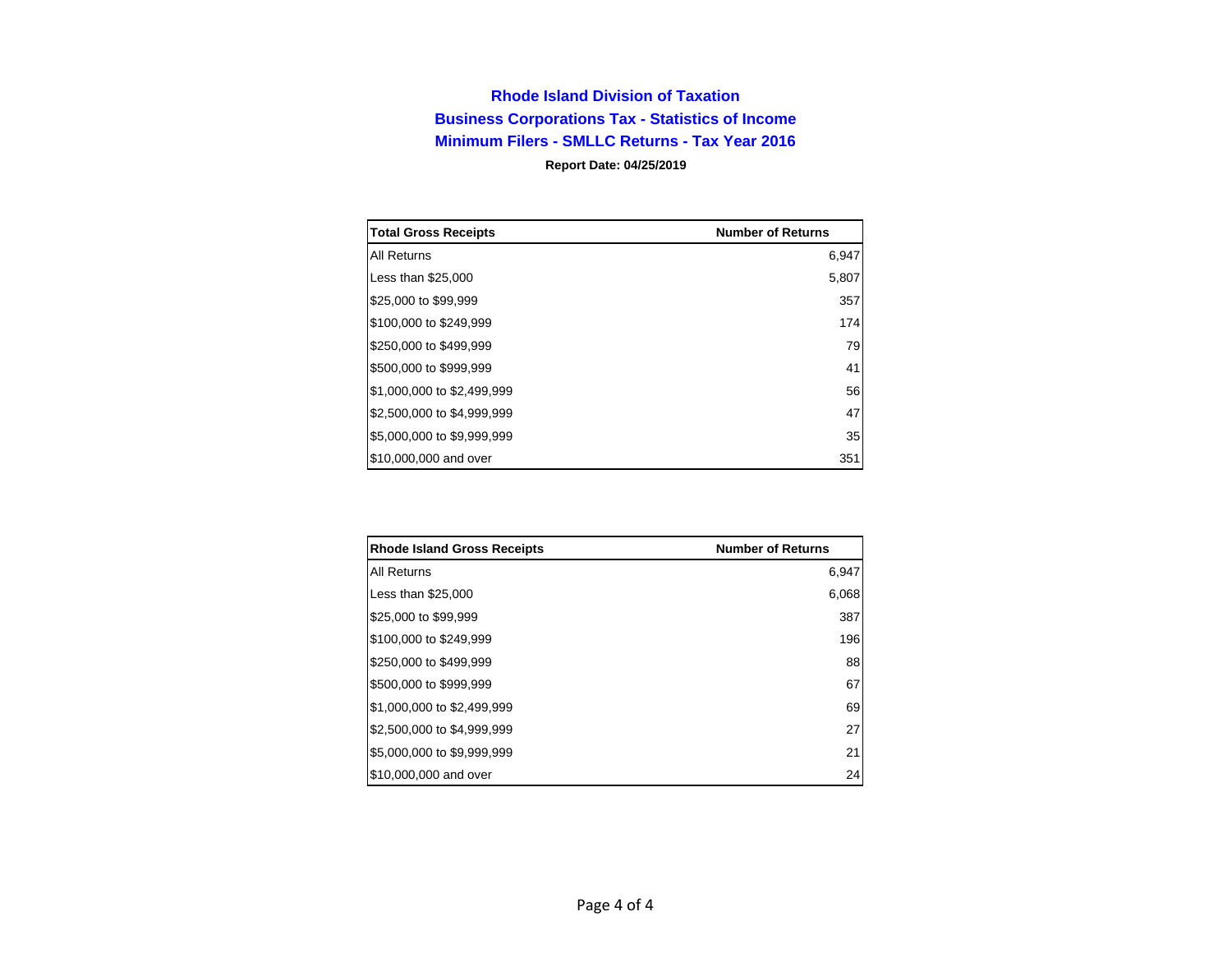# Rhode Island Division of Taxation

## Business Corporations Tax - Statistics of Income

## Minimum Filers - SMLLC Returns - Tax Year 2016

**Report Date: 04/25/2019**

| Total Gross Receipts | Number of Returns |
|---|---|
| All Returns | 6,947 |
| Less than $25,000 | 5,807 |
| $25,000 to $99,999 | 357 |
| $100,000 to $249,999 | 174 |
| $250,000 to $499,999 | 79 |
| $500,000 to $999,999 | 41 |
| $1,000,000 to $2,499,999 | 56 |
| $2,500,000 to $4,999,999 | 47 |
| $5,000,000 to $9,999,999 | 35 |
| $10,000,000 and over | 351 |

| Rhode Island Gross Receipts | Number of Returns |
|---|---|
| All Returns | 6,947 |
| Less than $25,000 | 6,068 |
| $25,000 to $99,999 | 387 |
| $100,000 to $249,999 | 196 |
| $250,000 to $499,999 | 88 |
| $500,000 to $999,999 | 67 |
| $1,000,000 to $2,499,999 | 69 |
| $2,500,000 to $4,999,999 | 27 |
| $5,000,000 to $9,999,999 | 21 |
| $10,000,000 and over | 24 |